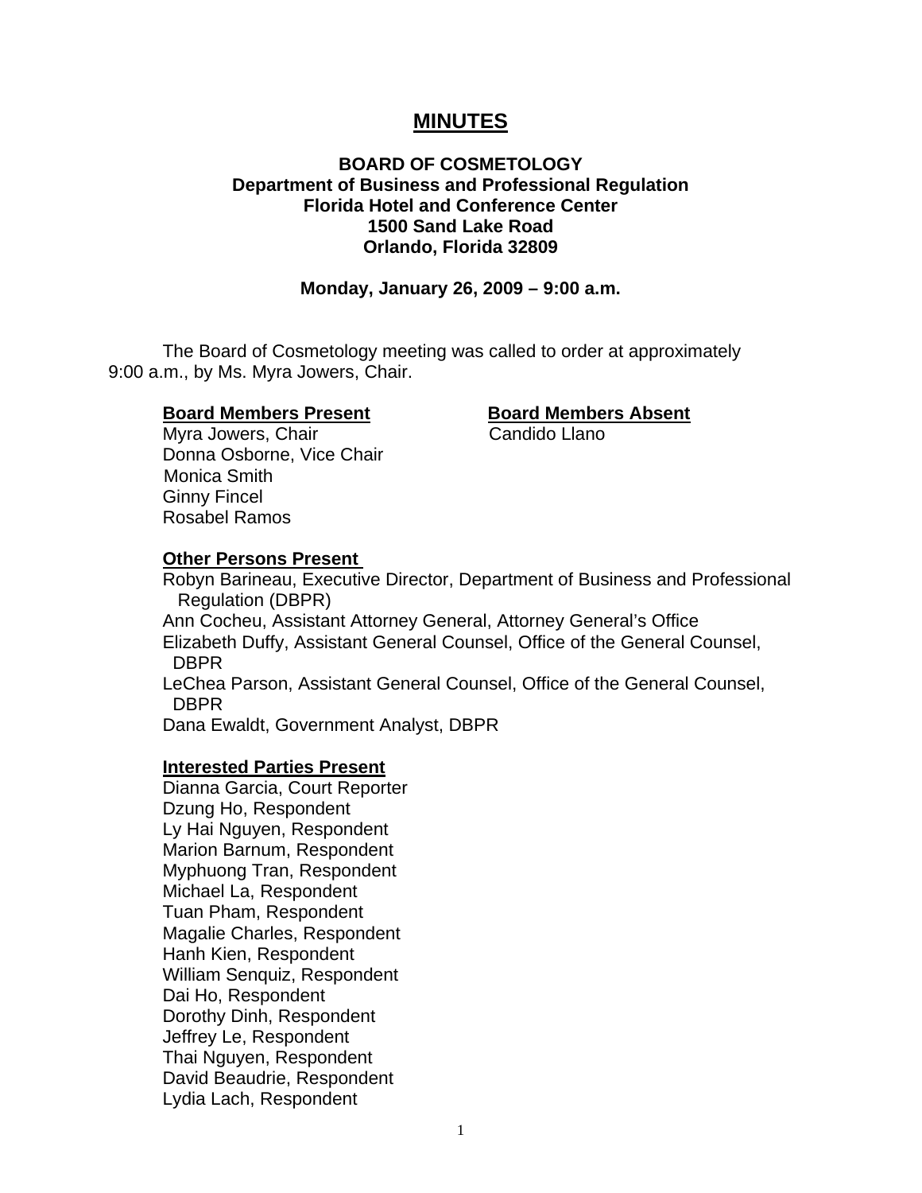# MINUTES

**BOARD OF COSMETOLOGY**
**Department of Business and Professional Regulation**
**Florida Hotel and Conference Center**
**1500 Sand Lake Road**
**Orlando, Florida 32809**

**Monday, January 26, 2009 – 9:00 a.m.**

The Board of Cosmetology meeting was called to order at approximately 9:00 a.m., by Ms. Myra Jowers, Chair.

| **Board Members Present** | **Board Members Absent** |
|---|---|
| Myra Jowers, Chair | Candido Llano |
| Donna Osborne, Vice Chair | |
| Monica Smith | |
| Ginny Fincel | |
| Rosabel Ramos | |

**Other Persons Present**

Robyn Barineau, Executive Director, Department of Business and Professional Regulation (DBPR)
Ann Cocheu, Assistant Attorney General, Attorney General's Office
Elizabeth Duffy, Assistant General Counsel, Office of the General Counsel, DBPR
LeChea Parson, Assistant General Counsel, Office of the General Counsel, DBPR
Dana Ewaldt, Government Analyst, DBPR

**Interested Parties Present**

Dianna Garcia, Court Reporter
Dzung Ho, Respondent
Ly Hai Nguyen, Respondent
Marion Barnum, Respondent
Myphuong Tran, Respondent
Michael La, Respondent
Tuan Pham, Respondent
Magalie Charles, Respondent
Hanh Kien, Respondent
William Senquiz, Respondent
Dai Ho, Respondent
Dorothy Dinh, Respondent
Jeffrey Le, Respondent
Thai Nguyen, Respondent
David Beaudrie, Respondent
Lydia Lach, Respondent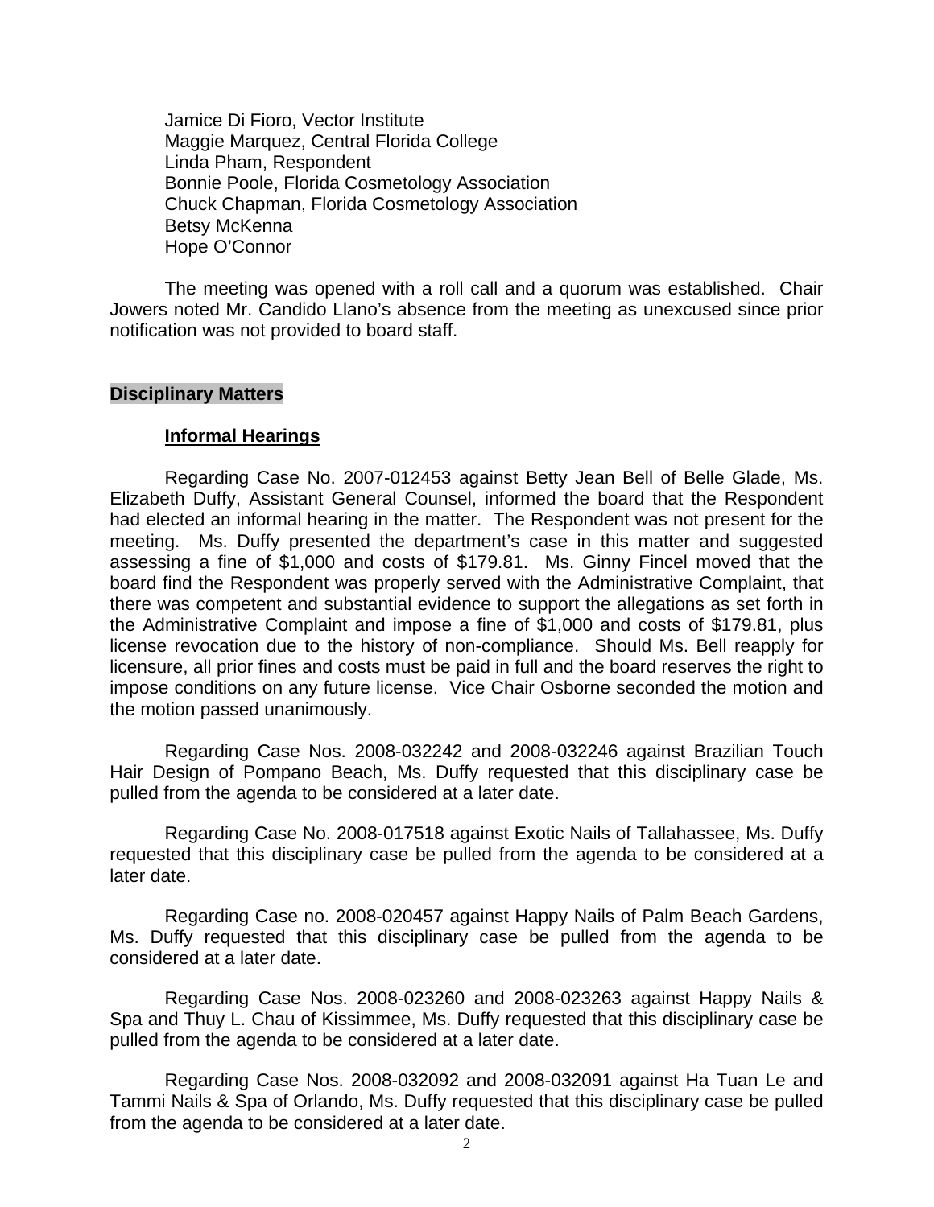Jamice Di Fioro, Vector Institute
Maggie Marquez, Central Florida College
Linda Pham, Respondent
Bonnie Poole, Florida Cosmetology Association
Chuck Chapman, Florida Cosmetology Association
Betsy McKenna
Hope O'Connor

The meeting was opened with a roll call and a quorum was established. Chair Jowers noted Mr. Candido Llano's absence from the meeting as unexcused since prior notification was not provided to board staff.

## Disciplinary Matters

### Informal Hearings

Regarding Case No. 2007-012453 against Betty Jean Bell of Belle Glade, Ms. Elizabeth Duffy, Assistant General Counsel, informed the board that the Respondent had elected an informal hearing in the matter. The Respondent was not present for the meeting. Ms. Duffy presented the department's case in this matter and suggested assessing a fine of $1,000 and costs of $179.81. Ms. Ginny Fincel moved that the board find the Respondent was properly served with the Administrative Complaint, that there was competent and substantial evidence to support the allegations as set forth in the Administrative Complaint and impose a fine of $1,000 and costs of $179.81, plus license revocation due to the history of non-compliance. Should Ms. Bell reapply for licensure, all prior fines and costs must be paid in full and the board reserves the right to impose conditions on any future license. Vice Chair Osborne seconded the motion and the motion passed unanimously.

Regarding Case Nos. 2008-032242 and 2008-032246 against Brazilian Touch Hair Design of Pompano Beach, Ms. Duffy requested that this disciplinary case be pulled from the agenda to be considered at a later date.

Regarding Case No. 2008-017518 against Exotic Nails of Tallahassee, Ms. Duffy requested that this disciplinary case be pulled from the agenda to be considered at a later date.

Regarding Case no. 2008-020457 against Happy Nails of Palm Beach Gardens, Ms. Duffy requested that this disciplinary case be pulled from the agenda to be considered at a later date.

Regarding Case Nos. 2008-023260 and 2008-023263 against Happy Nails & Spa and Thuy L. Chau of Kissimmee, Ms. Duffy requested that this disciplinary case be pulled from the agenda to be considered at a later date.

Regarding Case Nos. 2008-032092 and 2008-032091 against Ha Tuan Le and Tammi Nails & Spa of Orlando, Ms. Duffy requested that this disciplinary case be pulled from the agenda to be considered at a later date.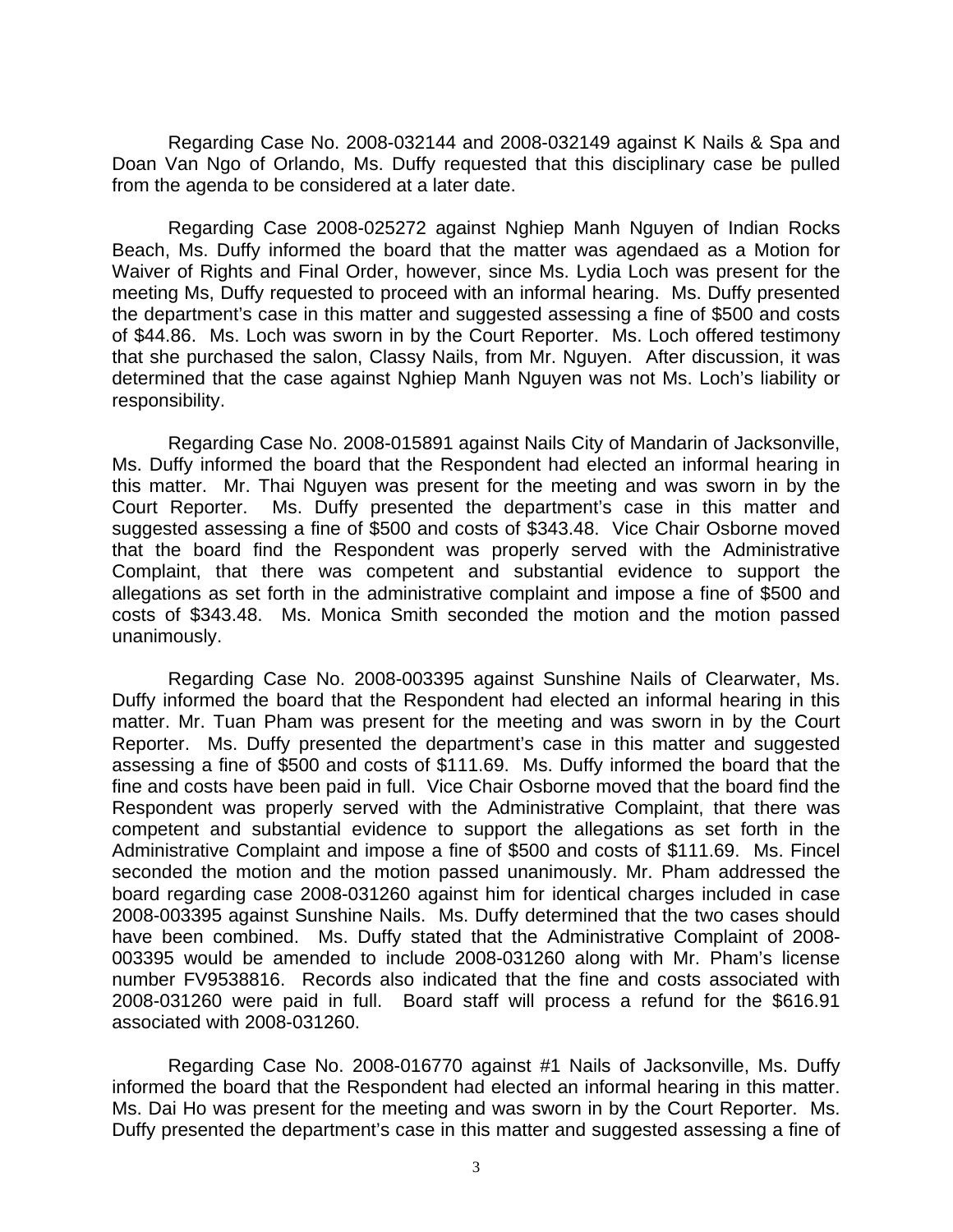Regarding Case No. 2008-032144 and 2008-032149 against K Nails & Spa and Doan Van Ngo of Orlando, Ms. Duffy requested that this disciplinary case be pulled from the agenda to be considered at a later date.

Regarding Case 2008-025272 against Nghiep Manh Nguyen of Indian Rocks Beach, Ms. Duffy informed the board that the matter was agendaed as a Motion for Waiver of Rights and Final Order, however, since Ms. Lydia Loch was present for the meeting Ms, Duffy requested to proceed with an informal hearing. Ms. Duffy presented the department's case in this matter and suggested assessing a fine of $500 and costs of $44.86. Ms. Loch was sworn in by the Court Reporter. Ms. Loch offered testimony that she purchased the salon, Classy Nails, from Mr. Nguyen. After discussion, it was determined that the case against Nghiep Manh Nguyen was not Ms. Loch's liability or responsibility.

Regarding Case No. 2008-015891 against Nails City of Mandarin of Jacksonville, Ms. Duffy informed the board that the Respondent had elected an informal hearing in this matter. Mr. Thai Nguyen was present for the meeting and was sworn in by the Court Reporter. Ms. Duffy presented the department's case in this matter and suggested assessing a fine of $500 and costs of $343.48. Vice Chair Osborne moved that the board find the Respondent was properly served with the Administrative Complaint, that there was competent and substantial evidence to support the allegations as set forth in the administrative complaint and impose a fine of $500 and costs of $343.48. Ms. Monica Smith seconded the motion and the motion passed unanimously.

Regarding Case No. 2008-003395 against Sunshine Nails of Clearwater, Ms. Duffy informed the board that the Respondent had elected an informal hearing in this matter. Mr. Tuan Pham was present for the meeting and was sworn in by the Court Reporter. Ms. Duffy presented the department's case in this matter and suggested assessing a fine of $500 and costs of $111.69. Ms. Duffy informed the board that the fine and costs have been paid in full. Vice Chair Osborne moved that the board find the Respondent was properly served with the Administrative Complaint, that there was competent and substantial evidence to support the allegations as set forth in the Administrative Complaint and impose a fine of $500 and costs of $111.69. Ms. Fincel seconded the motion and the motion passed unanimously. Mr. Pham addressed the board regarding case 2008-031260 against him for identical charges included in case 2008-003395 against Sunshine Nails. Ms. Duffy determined that the two cases should have been combined. Ms. Duffy stated that the Administrative Complaint of 2008-003395 would be amended to include 2008-031260 along with Mr. Pham's license number FV9538816. Records also indicated that the fine and costs associated with 2008-031260 were paid in full. Board staff will process a refund for the $616.91 associated with 2008-031260.

Regarding Case No. 2008-016770 against #1 Nails of Jacksonville, Ms. Duffy informed the board that the Respondent had elected an informal hearing in this matter. Ms. Dai Ho was present for the meeting and was sworn in by the Court Reporter. Ms. Duffy presented the department's case in this matter and suggested assessing a fine of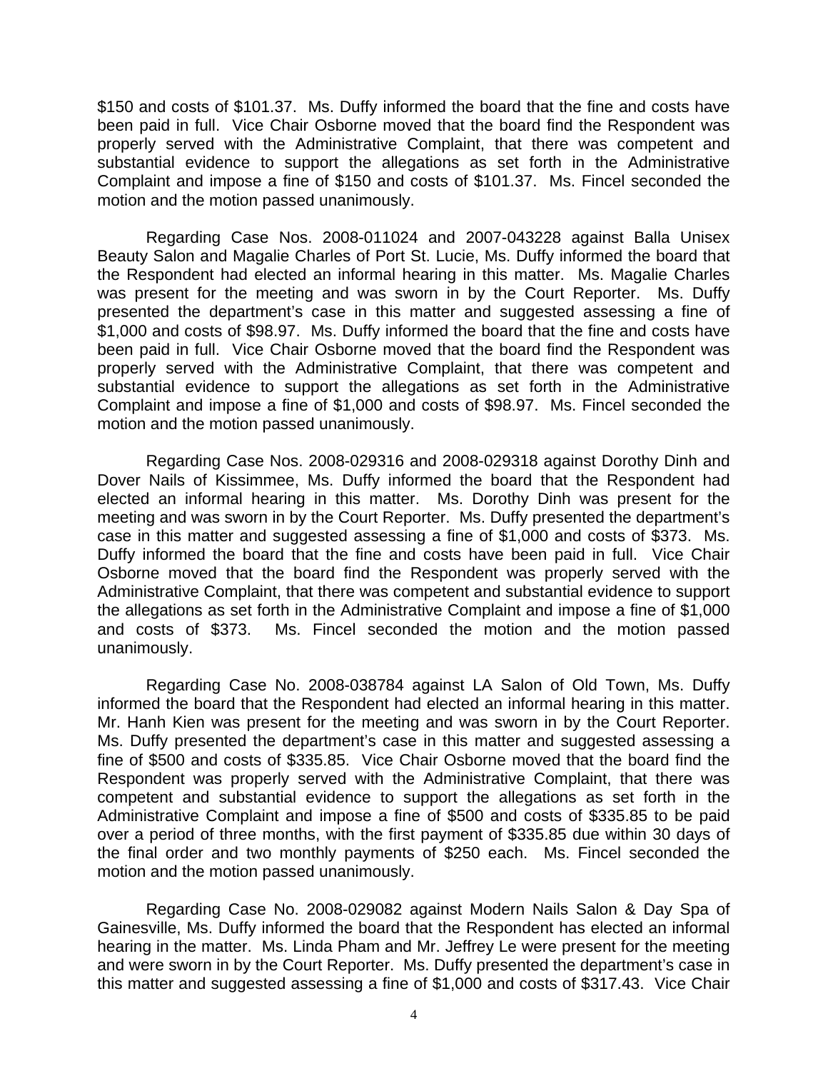$150 and costs of $101.37. Ms. Duffy informed the board that the fine and costs have been paid in full. Vice Chair Osborne moved that the board find the Respondent was properly served with the Administrative Complaint, that there was competent and substantial evidence to support the allegations as set forth in the Administrative Complaint and impose a fine of $150 and costs of $101.37. Ms. Fincel seconded the motion and the motion passed unanimously.

Regarding Case Nos. 2008-011024 and 2007-043228 against Balla Unisex Beauty Salon and Magalie Charles of Port St. Lucie, Ms. Duffy informed the board that the Respondent had elected an informal hearing in this matter. Ms. Magalie Charles was present for the meeting and was sworn in by the Court Reporter. Ms. Duffy presented the department's case in this matter and suggested assessing a fine of $1,000 and costs of $98.97. Ms. Duffy informed the board that the fine and costs have been paid in full. Vice Chair Osborne moved that the board find the Respondent was properly served with the Administrative Complaint, that there was competent and substantial evidence to support the allegations as set forth in the Administrative Complaint and impose a fine of $1,000 and costs of $98.97. Ms. Fincel seconded the motion and the motion passed unanimously.

Regarding Case Nos. 2008-029316 and 2008-029318 against Dorothy Dinh and Dover Nails of Kissimmee, Ms. Duffy informed the board that the Respondent had elected an informal hearing in this matter. Ms. Dorothy Dinh was present for the meeting and was sworn in by the Court Reporter. Ms. Duffy presented the department's case in this matter and suggested assessing a fine of $1,000 and costs of $373. Ms. Duffy informed the board that the fine and costs have been paid in full. Vice Chair Osborne moved that the board find the Respondent was properly served with the Administrative Complaint, that there was competent and substantial evidence to support the allegations as set forth in the Administrative Complaint and impose a fine of $1,000 and costs of $373. Ms. Fincel seconded the motion and the motion passed unanimously.

Regarding Case No. 2008-038784 against LA Salon of Old Town, Ms. Duffy informed the board that the Respondent had elected an informal hearing in this matter. Mr. Hanh Kien was present for the meeting and was sworn in by the Court Reporter. Ms. Duffy presented the department's case in this matter and suggested assessing a fine of $500 and costs of $335.85. Vice Chair Osborne moved that the board find the Respondent was properly served with the Administrative Complaint, that there was competent and substantial evidence to support the allegations as set forth in the Administrative Complaint and impose a fine of $500 and costs of $335.85 to be paid over a period of three months, with the first payment of $335.85 due within 30 days of the final order and two monthly payments of $250 each. Ms. Fincel seconded the motion and the motion passed unanimously.

Regarding Case No. 2008-029082 against Modern Nails Salon & Day Spa of Gainesville, Ms. Duffy informed the board that the Respondent has elected an informal hearing in the matter. Ms. Linda Pham and Mr. Jeffrey Le were present for the meeting and were sworn in by the Court Reporter. Ms. Duffy presented the department's case in this matter and suggested assessing a fine of $1,000 and costs of $317.43. Vice Chair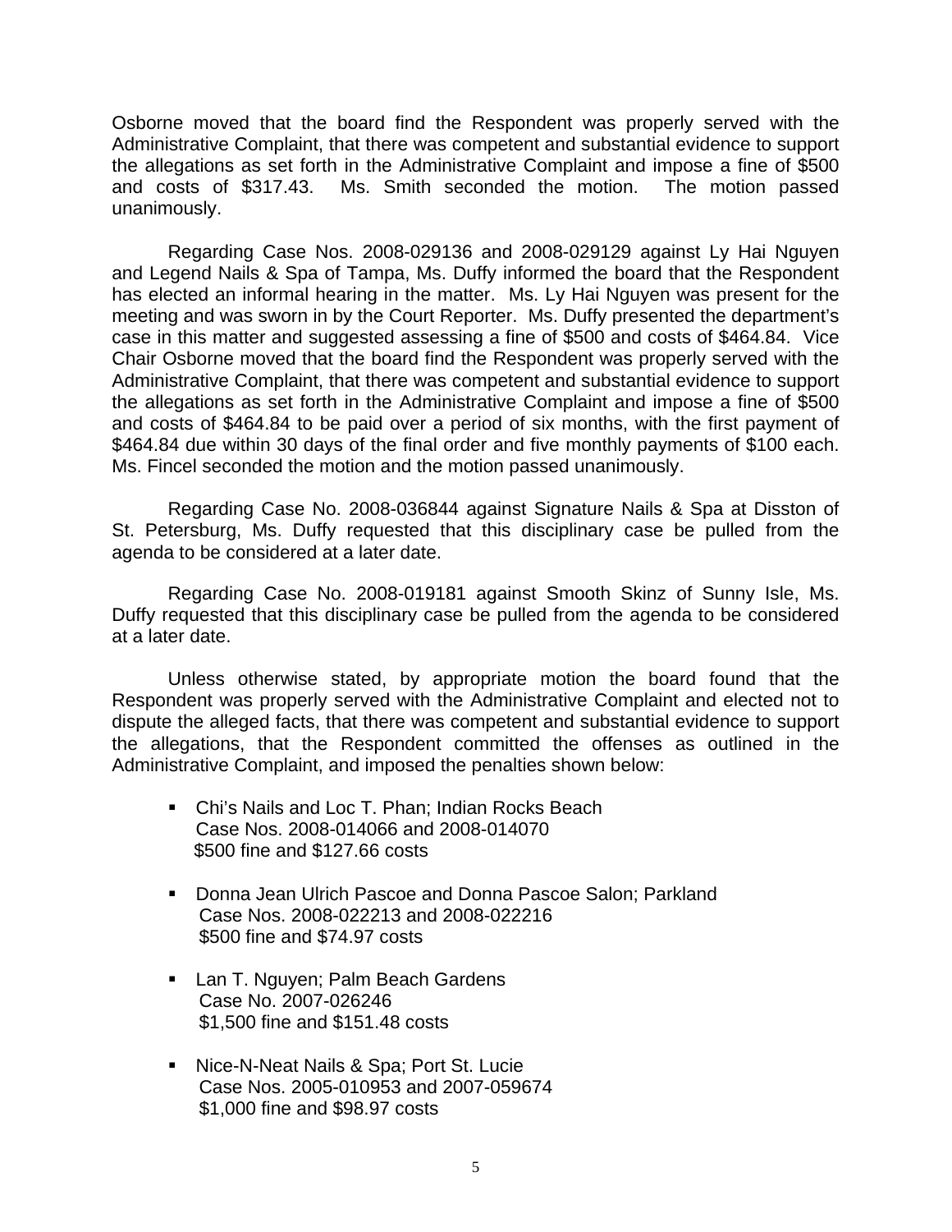Osborne moved that the board find the Respondent was properly served with the Administrative Complaint, that there was competent and substantial evidence to support the allegations as set forth in the Administrative Complaint and impose a fine of $500 and costs of $317.43. Ms. Smith seconded the motion. The motion passed unanimously.

Regarding Case Nos. 2008-029136 and 2008-029129 against Ly Hai Nguyen and Legend Nails & Spa of Tampa, Ms. Duffy informed the board that the Respondent has elected an informal hearing in the matter. Ms. Ly Hai Nguyen was present for the meeting and was sworn in by the Court Reporter. Ms. Duffy presented the department's case in this matter and suggested assessing a fine of $500 and costs of $464.84. Vice Chair Osborne moved that the board find the Respondent was properly served with the Administrative Complaint, that there was competent and substantial evidence to support the allegations as set forth in the Administrative Complaint and impose a fine of $500 and costs of $464.84 to be paid over a period of six months, with the first payment of $464.84 due within 30 days of the final order and five monthly payments of $100 each. Ms. Fincel seconded the motion and the motion passed unanimously.

Regarding Case No. 2008-036844 against Signature Nails & Spa at Disston of St. Petersburg, Ms. Duffy requested that this disciplinary case be pulled from the agenda to be considered at a later date.

Regarding Case No. 2008-019181 against Smooth Skinz of Sunny Isle, Ms. Duffy requested that this disciplinary case be pulled from the agenda to be considered at a later date.

Unless otherwise stated, by appropriate motion the board found that the Respondent was properly served with the Administrative Complaint and elected not to dispute the alleged facts, that there was competent and substantial evidence to support the allegations, that the Respondent committed the offenses as outlined in the Administrative Complaint, and imposed the penalties shown below:

- Chi's Nails and Loc T. Phan; Indian Rocks Beach
  Case Nos. 2008-014066 and 2008-014070
  $500 fine and $127.66 costs

- Donna Jean Ulrich Pascoe and Donna Pascoe Salon; Parkland
  Case Nos. 2008-022213 and 2008-022216
  $500 fine and $74.97 costs

- Lan T. Nguyen; Palm Beach Gardens
  Case No. 2007-026246
  $1,500 fine and $151.48 costs

- Nice-N-Neat Nails & Spa; Port St. Lucie
  Case Nos. 2005-010953 and 2007-059674
  $1,000 fine and $98.97 costs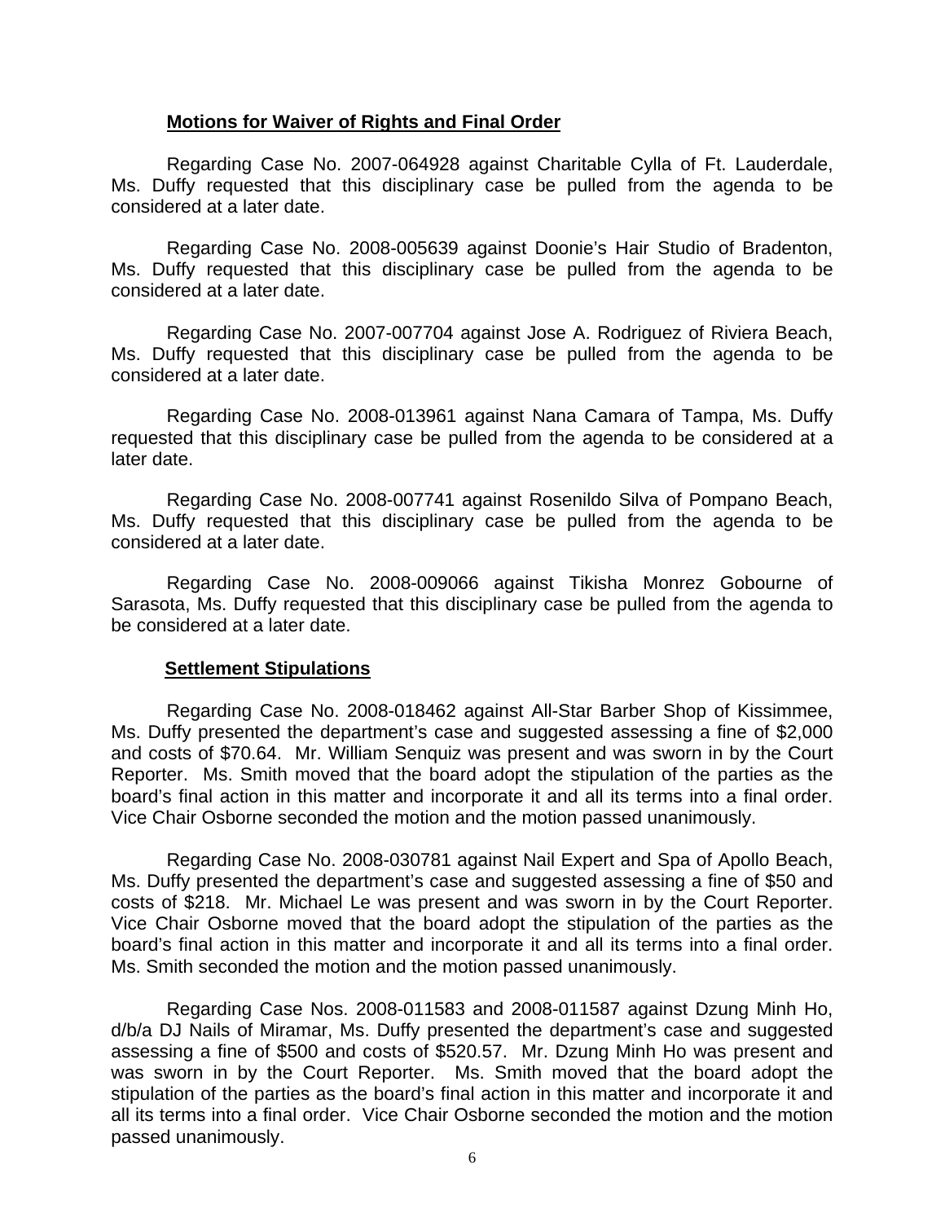**Motions for Waiver of Rights and Final Order**

Regarding Case No. 2007-064928 against Charitable Cylla of Ft. Lauderdale, Ms. Duffy requested that this disciplinary case be pulled from the agenda to be considered at a later date.

Regarding Case No. 2008-005639 against Doonie's Hair Studio of Bradenton, Ms. Duffy requested that this disciplinary case be pulled from the agenda to be considered at a later date.

Regarding Case No. 2007-007704 against Jose A. Rodriguez of Riviera Beach, Ms. Duffy requested that this disciplinary case be pulled from the agenda to be considered at a later date.

Regarding Case No. 2008-013961 against Nana Camara of Tampa, Ms. Duffy requested that this disciplinary case be pulled from the agenda to be considered at a later date.

Regarding Case No. 2008-007741 against Rosenildo Silva of Pompano Beach, Ms. Duffy requested that this disciplinary case be pulled from the agenda to be considered at a later date.

Regarding Case No. 2008-009066 against Tikisha Monrez Gobourne of Sarasota, Ms. Duffy requested that this disciplinary case be pulled from the agenda to be considered at a later date.

**Settlement Stipulations**

Regarding Case No. 2008-018462 against All-Star Barber Shop of Kissimmee, Ms. Duffy presented the department's case and suggested assessing a fine of $2,000 and costs of $70.64. Mr. William Senquiz was present and was sworn in by the Court Reporter. Ms. Smith moved that the board adopt the stipulation of the parties as the board's final action in this matter and incorporate it and all its terms into a final order. Vice Chair Osborne seconded the motion and the motion passed unanimously.

Regarding Case No. 2008-030781 against Nail Expert and Spa of Apollo Beach, Ms. Duffy presented the department's case and suggested assessing a fine of $50 and costs of $218. Mr. Michael Le was present and was sworn in by the Court Reporter. Vice Chair Osborne moved that the board adopt the stipulation of the parties as the board's final action in this matter and incorporate it and all its terms into a final order. Ms. Smith seconded the motion and the motion passed unanimously.

Regarding Case Nos. 2008-011583 and 2008-011587 against Dzung Minh Ho, d/b/a DJ Nails of Miramar, Ms. Duffy presented the department's case and suggested assessing a fine of $500 and costs of $520.57. Mr. Dzung Minh Ho was present and was sworn in by the Court Reporter. Ms. Smith moved that the board adopt the stipulation of the parties as the board's final action in this matter and incorporate it and all its terms into a final order. Vice Chair Osborne seconded the motion and the motion passed unanimously.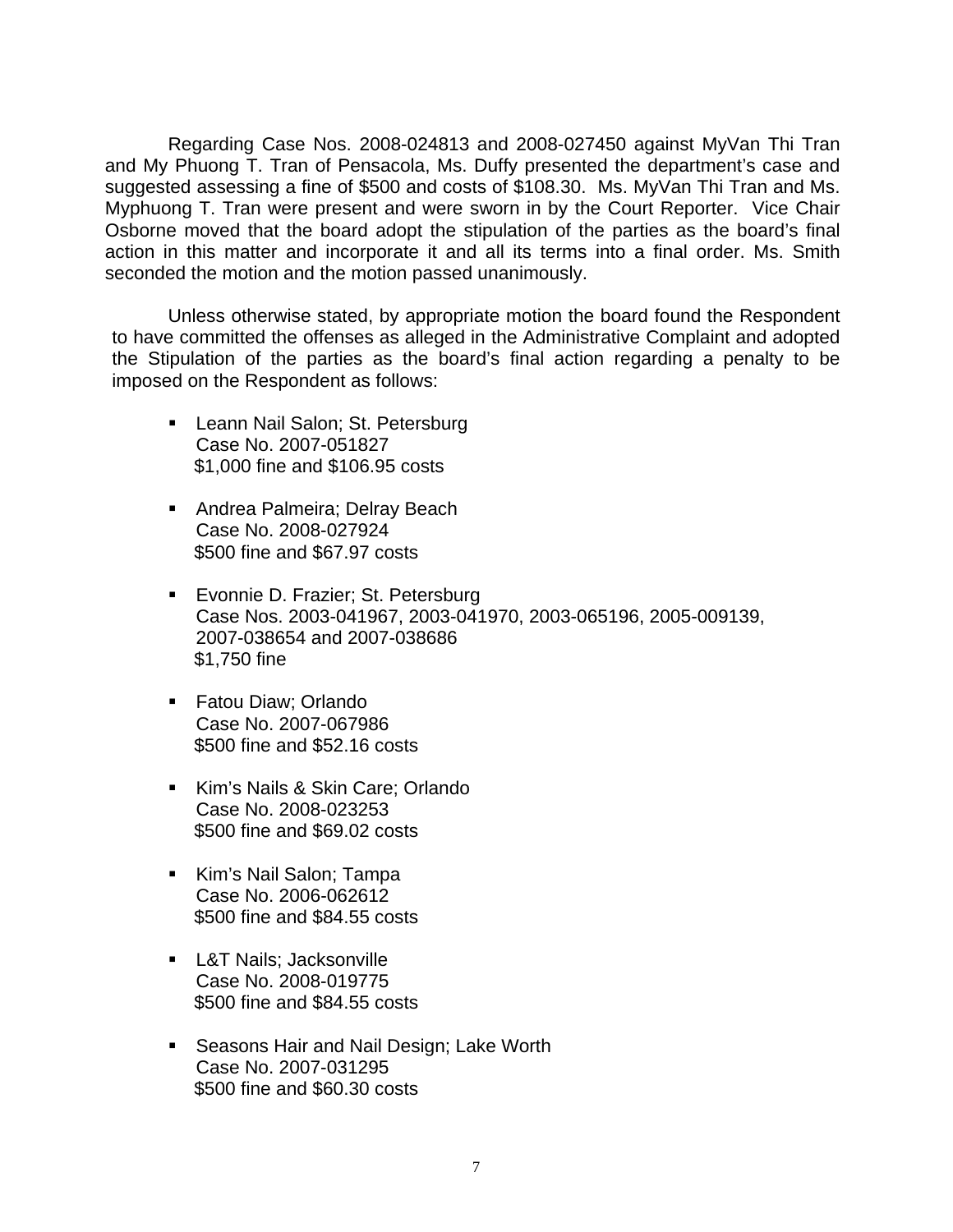Regarding Case Nos. 2008-024813 and 2008-027450 against MyVan Thi Tran and My Phuong T. Tran of Pensacola, Ms. Duffy presented the department's case and suggested assessing a fine of $500 and costs of $108.30. Ms. MyVan Thi Tran and Ms. Myphuong T. Tran were present and were sworn in by the Court Reporter. Vice Chair Osborne moved that the board adopt the stipulation of the parties as the board's final action in this matter and incorporate it and all its terms into a final order. Ms. Smith seconded the motion and the motion passed unanimously.

Unless otherwise stated, by appropriate motion the board found the Respondent to have committed the offenses as alleged in the Administrative Complaint and adopted the Stipulation of the parties as the board's final action regarding a penalty to be imposed on the Respondent as follows:

- Leann Nail Salon; St. Petersburg
  Case No. 2007-051827
  $1,000 fine and $106.95 costs

- Andrea Palmeira; Delray Beach
  Case No. 2008-027924
  $500 fine and $67.97 costs

- Evonnie D. Frazier; St. Petersburg
  Case Nos. 2003-041967, 2003-041970, 2003-065196, 2005-009139, 2007-038654 and 2007-038686
  $1,750 fine

- Fatou Diaw; Orlando
  Case No. 2007-067986
  $500 fine and $52.16 costs

- Kim's Nails & Skin Care; Orlando
  Case No. 2008-023253
  $500 fine and $69.02 costs

- Kim's Nail Salon; Tampa
  Case No. 2006-062612
  $500 fine and $84.55 costs

- L&T Nails; Jacksonville
  Case No. 2008-019775
  $500 fine and $84.55 costs

- Seasons Hair and Nail Design; Lake Worth
  Case No. 2007-031295
  $500 fine and $60.30 costs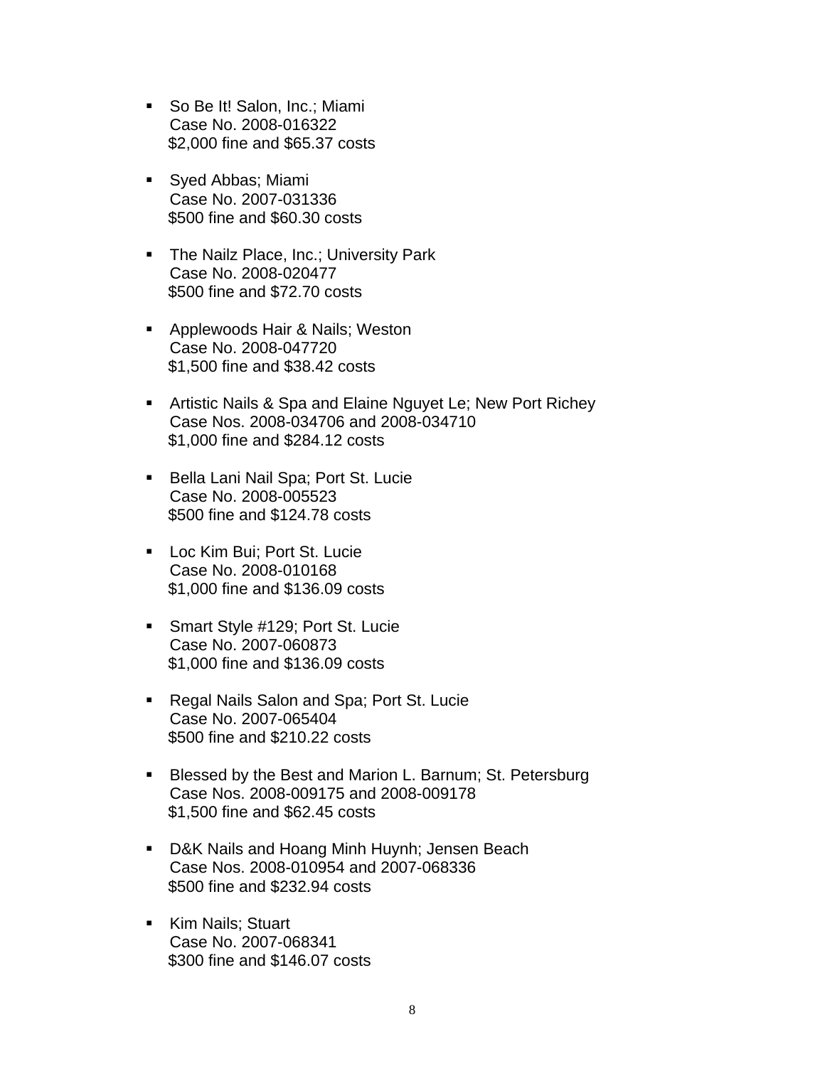- So Be It! Salon, Inc.; Miami
  Case No. 2008-016322
  $2,000 fine and $65.37 costs

- Syed Abbas; Miami
  Case No. 2007-031336
  $500 fine and $60.30 costs

- The Nailz Place, Inc.; University Park
  Case No. 2008-020477
  $500 fine and $72.70 costs

- Applewoods Hair & Nails; Weston
  Case No. 2008-047720
  $1,500 fine and $38.42 costs

- Artistic Nails & Spa and Elaine Nguyet Le; New Port Richey
  Case Nos. 2008-034706 and 2008-034710
  $1,000 fine and $284.12 costs

- Bella Lani Nail Spa; Port St. Lucie
  Case No. 2008-005523
  $500 fine and $124.78 costs

- Loc Kim Bui; Port St. Lucie
  Case No. 2008-010168
  $1,000 fine and $136.09 costs

- Smart Style #129; Port St. Lucie
  Case No. 2007-060873
  $1,000 fine and $136.09 costs

- Regal Nails Salon and Spa; Port St. Lucie
  Case No. 2007-065404
  $500 fine and $210.22 costs

- Blessed by the Best and Marion L. Barnum; St. Petersburg
  Case Nos. 2008-009175 and 2008-009178
  $1,500 fine and $62.45 costs

- D&K Nails and Hoang Minh Huynh; Jensen Beach
  Case Nos. 2008-010954 and 2007-068336
  $500 fine and $232.94 costs

- Kim Nails; Stuart
  Case No. 2007-068341
  $300 fine and $146.07 costs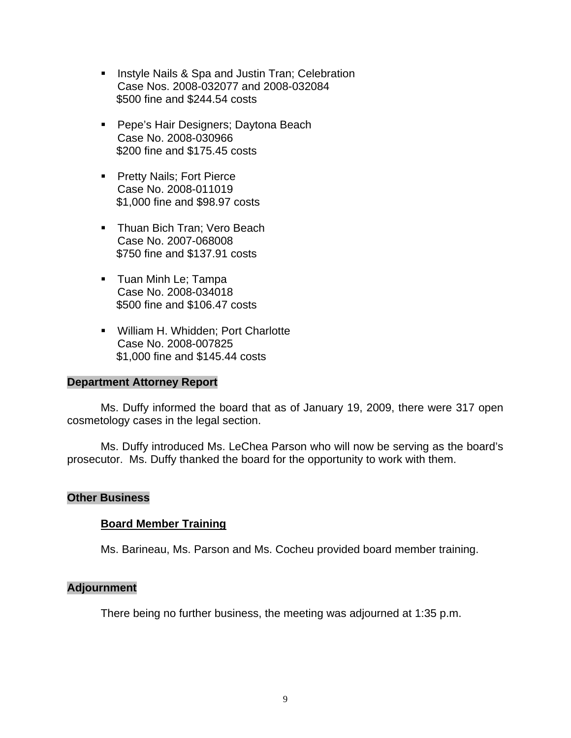- Instyle Nails & Spa and Justin Tran; Celebration
  Case Nos. 2008-032077 and 2008-032084
  $500 fine and $244.54 costs

- Pepe's Hair Designers; Daytona Beach
  Case No. 2008-030966
  $200 fine and $175.45 costs

- Pretty Nails; Fort Pierce
  Case No. 2008-011019
  $1,000 fine and $98.97 costs

- Thuan Bich Tran; Vero Beach
  Case No. 2007-068008
  $750 fine and $137.91 costs

- Tuan Minh Le; Tampa
  Case No. 2008-034018
  $500 fine and $106.47 costs

- William H. Whidden; Port Charlotte
  Case No. 2008-007825
  $1,000 fine and $145.44 costs

**Department Attorney Report**

Ms. Duffy informed the board that as of January 19, 2009, there were 317 open cosmetology cases in the legal section.

Ms. Duffy introduced Ms. LeChea Parson who will now be serving as the board's prosecutor. Ms. Duffy thanked the board for the opportunity to work with them.

**Other Business**

**Board Member Training**

Ms. Barineau, Ms. Parson and Ms. Cocheu provided board member training.

**Adjournment**

There being no further business, the meeting was adjourned at 1:35 p.m.